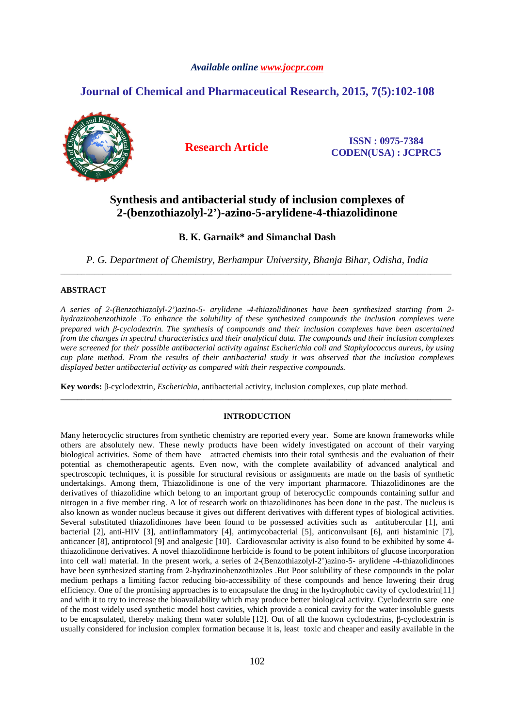*Available online www.jocpr.com*

## Journal of Chemical and Pharmaceutical Research, 2015, 7(5):102-108

**Research Article**

**ISSN : 0975-7384**
**CODEN(USA) : JCPRC5**

# Synthesis and antibacterial study of inclusion complexes of 2-(benzothiazolyl-2')-azino-5-arylidene-4-thiazolidinone

**B. K. Garnaik\* and Simanchal Dash**

*P. G. Department of Chemistry, Berhampur University, Bhanja Bihar, Odisha, India*

---

## ABSTRACT

*A series of 2-(Benzothiazolyl-2')azino-5- arylidene -4-thiazolidinones have been synthesized starting from 2-hydrazinobenzothizole .To enhance the solubility of these synthesized compounds the inclusion complexes were prepared with β-cyclodextrin. The synthesis of compounds and their inclusion complexes have been ascertained from the changes in spectral characteristics and their analytical data. The compounds and their inclusion complexes were screened for their possible antibacterial activity against Escherichia coli and Staphylococcus aureus, by using cup plate method. From the results of their antibacterial study it was observed that the inclusion complexes displayed better antibacterial activity as compared with their respective compounds.*

**Key words:** β-cyclodextrin, *Escherichia*, antibacterial activity, inclusion complexes, cup plate method.

---

## INTRODUCTION

Many heterocyclic structures from synthetic chemistry are reported every year. Some are known frameworks while others are absolutely new. These newly products have been widely investigated on account of their varying biological activities. Some of them have attracted chemists into their total synthesis and the evaluation of their potential as chemotherapeutic agents. Even now, with the complete availability of advanced analytical and spectroscopic techniques, it is possible for structural revisions or assignments are made on the basis of synthetic undertakings. Among them, Thiazolidinone is one of the very important pharmacore. Thiazolidinones are the derivatives of thiazolidine which belong to an important group of heterocyclic compounds containing sulfur and nitrogen in a five member ring. A lot of research work on thiazolidinones has been done in the past. The nucleus is also known as wonder nucleus because it gives out different derivatives with different types of biological activities. Several substituted thiazolidinones have been found to be possessed activities such as antitubercular [1], anti bacterial [2], anti-HIV [3], antiinflammatory [4], antimycobacterial [5], anticonvulsant [6], anti histaminic [7], anticancer [8], antiprotocol [9] and analgesic [10]. Cardiovascular activity is also found to be exhibited by some 4-thiazolidinone derivatives. A novel thiazolidinone herbicide is found to be potent inhibitors of glucose incorporation into cell wall material. In the present work, a series of 2-(Benzothiazolyl-2')azino-5- arylidene -4-thiazolidinones have been synthesized starting from 2-hydrazinobenzothizoles .But Poor solubility of these compounds in the polar medium perhaps a limiting factor reducing bio-accessibility of these compounds and hence lowering their drug efficiency. One of the promising approaches is to encapsulate the drug in the hydrophobic cavity of cyclodextrin[11] and with it to try to increase the bioavailability which may produce better biological activity. Cyclodextrin sare one of the most widely used synthetic model host cavities, which provide a conical cavity for the water insoluble guests to be encapsulated, thereby making them water soluble [12]. Out of all the known cyclodextrins, β-cyclodextrin is usually considered for inclusion complex formation because it is, least toxic and cheaper and easily available in the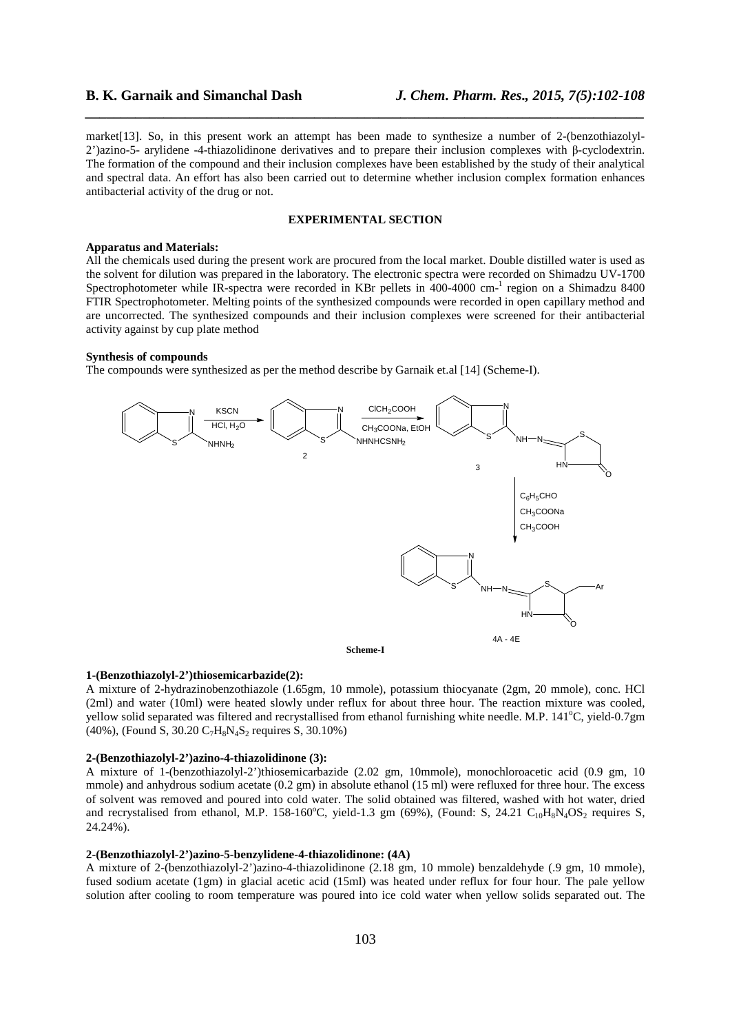market[13]. So, in this present work an attempt has been made to synthesize a number of 2-(benzothiazolyl-2')azino-5- arylidene -4-thiazolidinone derivatives and to prepare their inclusion complexes with β-cyclodextrin. The formation of the compound and their inclusion complexes have been established by the study of their analytical and spectral data. An effort has also been carried out to determine whether inclusion complex formation enhances antibacterial activity of the drug or not.

## EXPERIMENTAL SECTION

### Apparatus and Materials:

All the chemicals used during the present work are procured from the local market. Double distilled water is used as the solvent for dilution was prepared in the laboratory. The electronic spectra were recorded on Shimadzu UV-1700 Spectrophotometer while IR-spectra were recorded in KBr pellets in 400-4000 $cm^{-1}$ region on a Shimadzu 8400 FTIR Spectrophotometer. Melting points of the synthesized compounds were recorded in open capillary method and are uncorrected. The synthesized compounds and their inclusion complexes were screened for their antibacterial activity against by cup plate method

### Synthesis of compounds

The compounds were synthesized as per the method describe by Garnaik et.al [14] (Scheme-I).

**Scheme-I**

### 1-(Benzothiazolyl-2')thiosemicarbazide(2):

A mixture of 2-hydrazinobenzothiazole (1.65gm, 10 mmole), potassium thiocyanate (2gm, 20 mmole), conc. HCl (2ml) and water (10ml) were heated slowly under reflux for about three hour. The reaction mixture was cooled, yellow solid separated was filtered and recrystallised from ethanol furnishing white needle. M.P. 141°C, yield-0.7gm (40%), (Found S, 30.20 $C_7H_8N_4S_2$ requires S, 30.10%)

### 2-(Benzothiazolyl-2')azino-4-thiazolidinone (3):

A mixture of 1-(benzothiazolyl-2')thiosemicarbazide (2.02 gm, 10mmole), monochloroacetic acid (0.9 gm, 10 mmole) and anhydrous sodium acetate (0.2 gm) in absolute ethanol (15 ml) were refluxed for three hour. The excess of solvent was removed and poured into cold water. The solid obtained was filtered, washed with hot water, dried and recrystalised from ethanol, M.P. 158-160°C, yield-1.3 gm (69%), (Found: S, 24.21 $C_{10}H_8N_4OS_2$ requires S, 24.24%).

### 2-(Benzothiazolyl-2')azino-5-benzylidene-4-thiazolidinone: (4A)

A mixture of 2-(benzothiazolyl-2')azino-4-thiazolidinone (2.18 gm, 10 mmole) benzaldehyde (.9 gm, 10 mmole), fused sodium acetate (1gm) in glacial acetic acid (15ml) was heated under reflux for four hour. The pale yellow solution after cooling to room temperature was poured into ice cold water when yellow solids separated out. The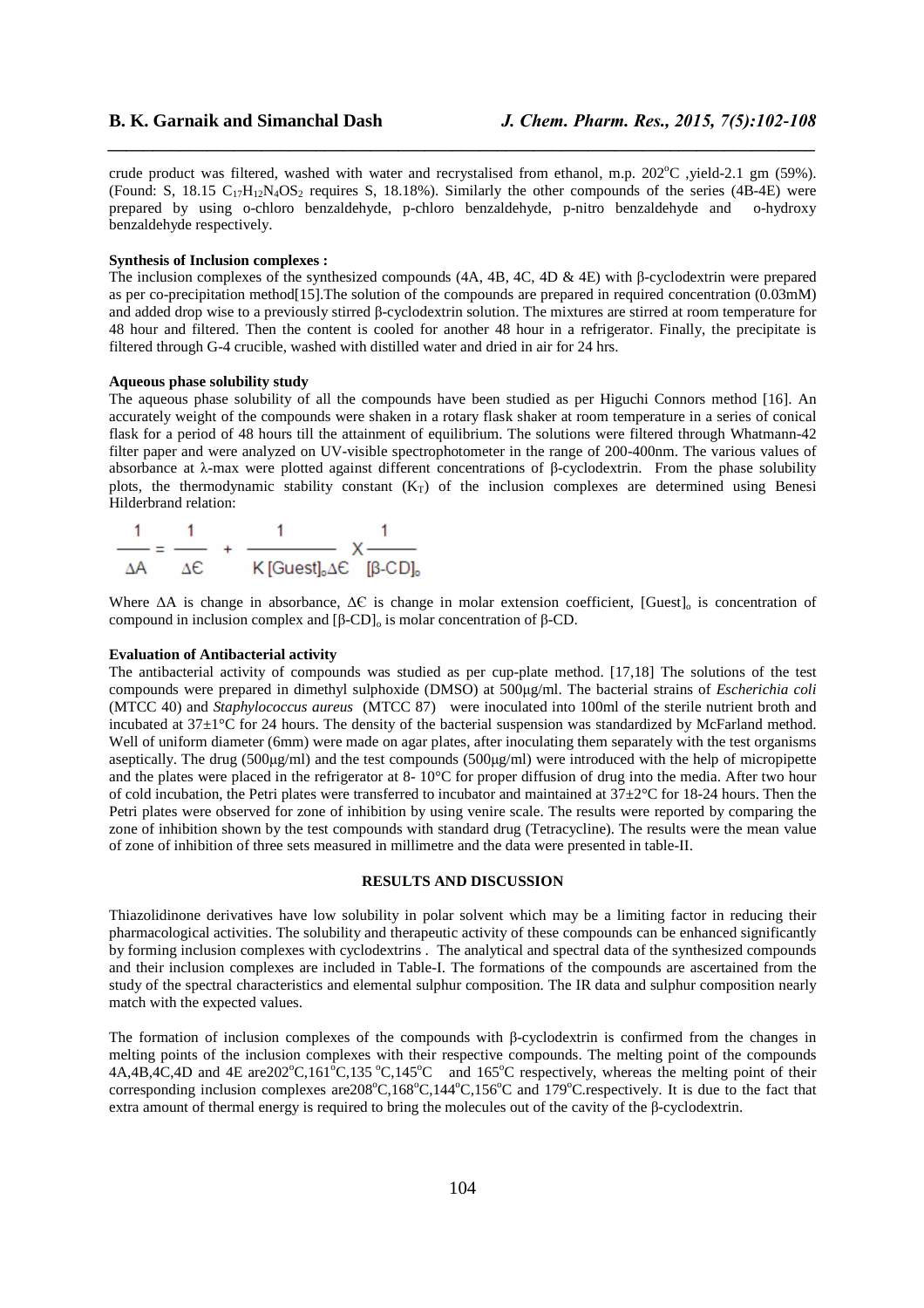crude product was filtered, washed with water and recrystalised from ethanol, m.p. 202°C ,yield-2.1 gm (59%). (Found: S, 18.15 $C_{17}H_{12}N_4OS_2$ requires S, 18.18%). Similarly the other compounds of the series (4B-4E) were prepared by using o-chloro benzaldehyde, p-chloro benzaldehyde, p-nitro benzaldehyde and o-hydroxy benzaldehyde respectively.

**Synthesis of Inclusion complexes :**

The inclusion complexes of the synthesized compounds (4A, 4B, 4C, 4D & 4E) with β-cyclodextrin were prepared as per co-precipitation method[15].The solution of the compounds are prepared in required concentration (0.03mM) and added drop wise to a previously stirred β-cyclodextrin solution. The mixtures are stirred at room temperature for 48 hour and filtered. Then the content is cooled for another 48 hour in a refrigerator. Finally, the precipitate is filtered through G-4 crucible, washed with distilled water and dried in air for 24 hrs.

**Aqueous phase solubility study**

The aqueous phase solubility of all the compounds have been studied as per Higuchi Connors method [16]. An accurately weight of the compounds were shaken in a rotary flask shaker at room temperature in a series of conical flask for a period of 48 hours till the attainment of equilibrium. The solutions were filtered through Whatmann-42 filter paper and were analyzed on UV-visible spectrophotometer in the range of 200-400nm. The various values of absorbance at λ-max were plotted against different concentrations of β-cyclodextrin. From the phase solubility plots, the thermodynamic stability constant ($K_T$) of the inclusion complexes are determined using Benesi Hilderbrand relation:

$$\frac{1}{\Delta A} = \frac{1}{\Delta \epsilon} + \frac{1}{K\,[\text{Guest}]_o \Delta \epsilon} \times \frac{1}{[\beta\text{-CD}]_o}$$

Where ΔA is change in absorbance, ΔЄ is change in molar extension coefficient, $[\text{Guest}]_o$ is concentration of compound in inclusion complex and $[\beta\text{-CD}]_o$ is molar concentration of β-CD.

**Evaluation of Antibacterial activity**

The antibacterial activity of compounds was studied as per cup-plate method. [17,18] The solutions of the test compounds were prepared in dimethyl sulphoxide (DMSO) at 500μg/ml. The bacterial strains of *Escherichia coli* (MTCC 40) and *Staphylococcus aureus* (MTCC 87) were inoculated into 100ml of the sterile nutrient broth and incubated at 37±1°C for 24 hours. The density of the bacterial suspension was standardized by McFarland method. Well of uniform diameter (6mm) were made on agar plates, after inoculating them separately with the test organisms aseptically. The drug (500μg/ml) and the test compounds (500μg/ml) were introduced with the help of micropipette and the plates were placed in the refrigerator at 8- 10°C for proper diffusion of drug into the media. After two hour of cold incubation, the Petri plates were transferred to incubator and maintained at 37±2°C for 18-24 hours. Then the Petri plates were observed for zone of inhibition by using venire scale. The results were reported by comparing the zone of inhibition shown by the test compounds with standard drug (Tetracycline). The results were the mean value of zone of inhibition of three sets measured in millimetre and the data were presented in table-II.

## RESULTS AND DISCUSSION

Thiazolidinone derivatives have low solubility in polar solvent which may be a limiting factor in reducing their pharmacological activities. The solubility and therapeutic activity of these compounds can be enhanced significantly by forming inclusion complexes with cyclodextrins . The analytical and spectral data of the synthesized compounds and their inclusion complexes are included in Table-I. The formations of the compounds are ascertained from the study of the spectral characteristics and elemental sulphur composition. The IR data and sulphur composition nearly match with the expected values.

The formation of inclusion complexes of the compounds with β-cyclodextrin is confirmed from the changes in melting points of the inclusion complexes with their respective compounds. The melting point of the compounds 4A,4B,4C,4D and 4E are202°C,161°C,135 °C,145°C and 165°C respectively, whereas the melting point of their corresponding inclusion complexes are208°C,168°C,144°C,156°C and 179°C.respectively. It is due to the fact that extra amount of thermal energy is required to bring the molecules out of the cavity of the β-cyclodextrin.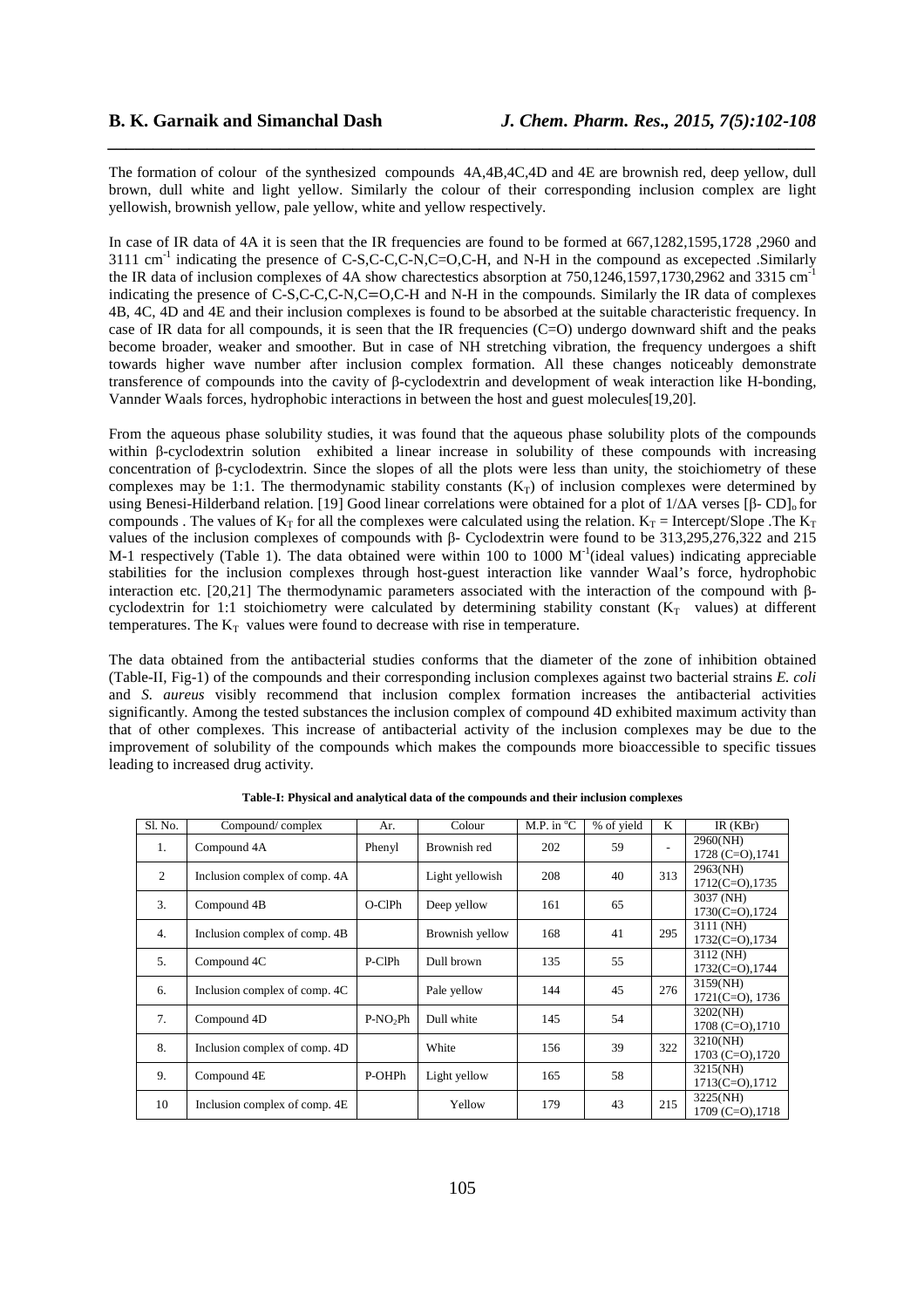The formation of colour of the synthesized compounds 4A,4B,4C,4D and 4E are brownish red, deep yellow, dull brown, dull white and light yellow. Similarly the colour of their corresponding inclusion complex are light yellowish, brownish yellow, pale yellow, white and yellow respectively.

In case of IR data of 4A it is seen that the IR frequencies are found to be formed at 667,1282,1595,1728 ,2960 and 3111 $cm^{-1}$ indicating the presence of C-S,C-C,C-N,C=O,C-H, and N-H in the compound as excepected .Similarly the IR data of inclusion complexes of 4A show charectestics absorption at 750,1246,1597,1730,2962 and 3315 $cm^{-1}$ indicating the presence of C-S,C-C,C-N,C=O,C-H and N-H in the compounds. Similarly the IR data of complexes 4B, 4C, 4D and 4E and their inclusion complexes is found to be absorbed at the suitable characteristic frequency. In case of IR data for all compounds, it is seen that the IR frequencies (C=O) undergo downward shift and the peaks become broader, weaker and smoother. But in case of NH stretching vibration, the frequency undergoes a shift towards higher wave number after inclusion complex formation. All these changes noticeably demonstrate transference of compounds into the cavity of β-cyclodextrin and development of weak interaction like H-bonding, Vannder Waals forces, hydrophobic interactions in between the host and guest molecules[19,20].

From the aqueous phase solubility studies, it was found that the aqueous phase solubility plots of the compounds within β-cyclodextrin solution exhibited a linear increase in solubility of these compounds with increasing concentration of β-cyclodextrin. Since the slopes of all the plots were less than unity, the stoichiometry of these complexes may be 1:1. The thermodynamic stability constants ($K_T$) of inclusion complexes were determined by using Benesi-Hilderband relation. [19] Good linear correlations were obtained for a plot of $1/\Delta A$ verses $[\beta\text{- CD}]_o$ for compounds . The values of $K_T$ for all the complexes were calculated using the relation. $K_T$ = Intercept/Slope .The $K_T$ values of the inclusion complexes of compounds with β- Cyclodextrin were found to be 313,295,276,322 and 215 M-1 respectively (Table 1). The data obtained were within 100 to 1000 $M^{-1}$(ideal values) indicating appreciable stabilities for the inclusion complexes through host-guest interaction like vannder Waal's force, hydrophobic interaction etc. [20,21] The thermodynamic parameters associated with the interaction of the compound with β-cyclodextrin for 1:1 stoichiometry were calculated by determining stability constant ($K_T$ values) at different temperatures. The $K_T$ values were found to decrease with rise in temperature.

The data obtained from the antibacterial studies conforms that the diameter of the zone of inhibition obtained (Table-II, Fig-1) of the compounds and their corresponding inclusion complexes against two bacterial strains *E. coli* and *S. aureus* visibly recommend that inclusion complex formation increases the antibacterial activities significantly. Among the tested substances the inclusion complex of compound 4D exhibited maximum activity than that of other complexes. This increase of antibacterial activity of the inclusion complexes may be due to the improvement of solubility of the compounds which makes the compounds more bioaccessible to specific tissues leading to increased drug activity.

**Table-I: Physical and analytical data of the compounds and their inclusion complexes**

| Sl. No. | Compound/ complex | Ar. | Colour | M.P. in °C | % of yield | K | IR (KBr) |
|---|---|---|---|---|---|---|---|
| 1. | Compound 4A | Phenyl | Brownish red | 202 | 59 | - | 2960(NH) 1728 (C=O),1741 |
| 2 | Inclusion complex of comp. 4A | | Light yellowish | 208 | 40 | 313 | 2963(NH) 1712(C=O),1735 |
| 3. | Compound 4B | O-ClPh | Deep yellow | 161 | 65 | | 3037 (NH) 1730(C=O),1724 |
| 4. | Inclusion complex of comp. 4B | | Brownish yellow | 168 | 41 | 295 | 3111 (NH) 1732(C=O),1734 |
| 5. | Compound 4C | P-ClPh | Dull brown | 135 | 55 | | 3112 (NH) 1732(C=O),1744 |
| 6. | Inclusion complex of comp. 4C | | Pale yellow | 144 | 45 | 276 | 3159(NH) 1721(C=O), 1736 |
| 7. | Compound 4D | $P\text{-}NO_2Ph$ | Dull white | 145 | 54 | | 3202(NH) 1708 (C=O),1710 |
| 8. | Inclusion complex of comp. 4D | | White | 156 | 39 | 322 | 3210(NH) 1703 (C=O),1720 |
| 9. | Compound 4E | P-OHPh | Light yellow | 165 | 58 | | 3215(NH) 1713(C=O),1712 |
| 10 | Inclusion complex of comp. 4E | | Yellow | 179 | 43 | 215 | 3225(NH) 1709 (C=O),1718 |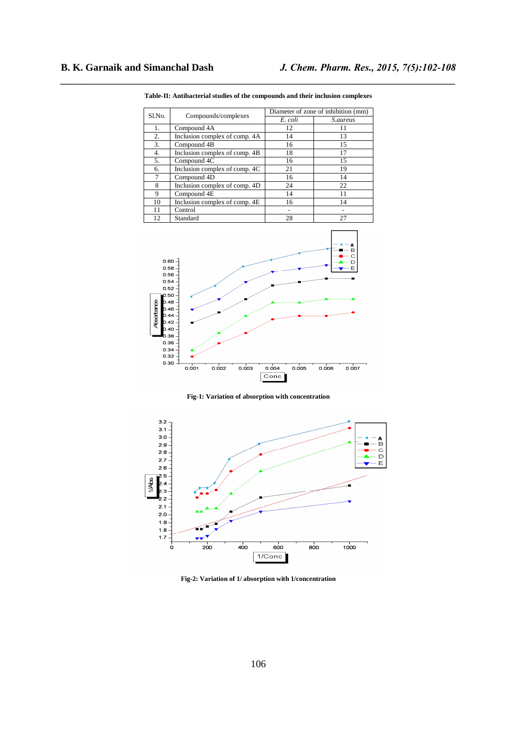**Table-II: Antibacterial studies of the compounds and their inclusion complexes**

| Sl.No. | Compounds/complexes | Diameter of zone of inhibition (mm) | |
|---|---|---|---|
| | | *E. coli* | *S.aureus* |
| 1. | Compound 4A | 12 | 11 |
| 2. | Inclusion complex of comp. 4A | 14 | 13 |
| 3. | Compound 4B | 16 | 15 |
| 4. | Inclusion complex of comp. 4B | 18 | 17 |
| 5. | Compound 4C | 16 | 15 |
| 6. | Inclusion complex of comp. 4C | 21 | 19 |
| 7 | Compound 4D | 16 | 14 |
| 8 | Inclusion complex of comp. 4D | 24 | 22 |
| 9 | Compound 4E | 14 | 11 |
| 10 | Inclusion complex of comp. 4E | 16 | 14 |
| 11 | Control | - | - |
| 12 | Standard | 28 | 27 |

**Fig-1: Variation of absorption with concentration**

**Fig-2: Variation of 1/ absorption with 1/concentration**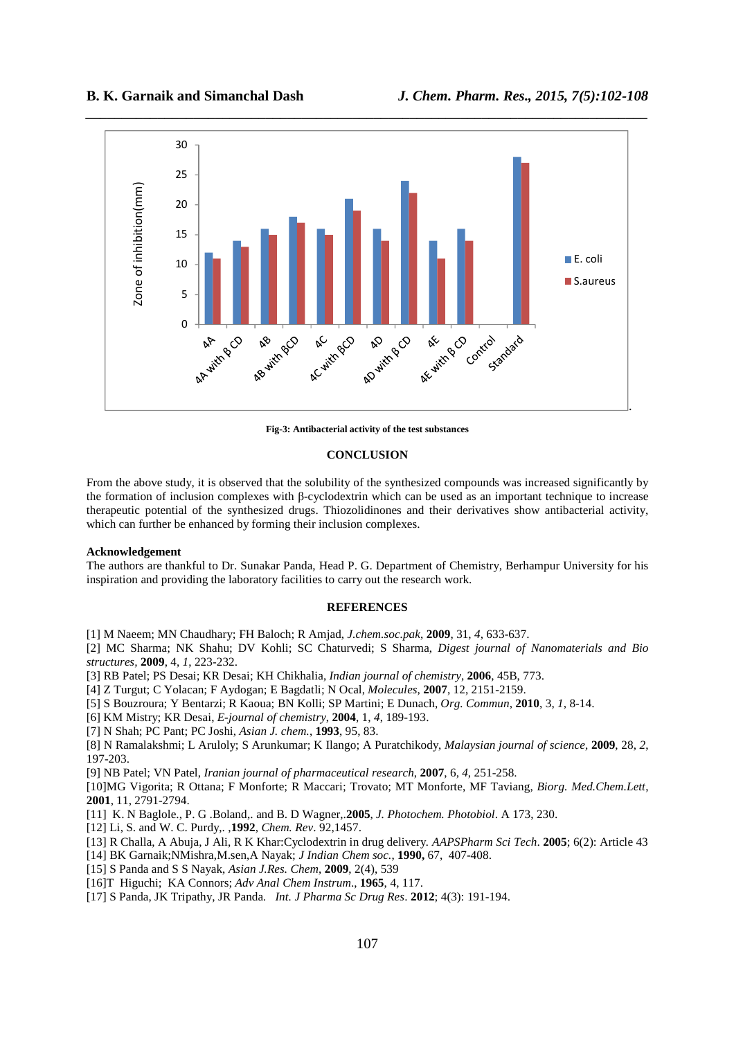Fig-3: Antibacterial activity of the test substances

## CONCLUSION

From the above study, it is observed that the solubility of the synthesized compounds was increased significantly by the formation of inclusion complexes with β-cyclodextrin which can be used as an important technique to increase therapeutic potential of the synthesized drugs. Thiozolidinones and their derivatives show antibacterial activity, which can further be enhanced by forming their inclusion complexes.

### Acknowledgement

The authors are thankful to Dr. Sunakar Panda, Head P. G. Department of Chemistry, Berhampur University for his inspiration and providing the laboratory facilities to carry out the research work.

## REFERENCES

[1] M Naeem; MN Chaudhary; FH Baloch; R Amjad, *J.chem.soc.pak*, **2009**, 31, *4*, 633-637.

[2] MC Sharma; NK Shahu; DV Kohli; SC Chaturvedi; S Sharma, *Digest journal of Nanomaterials and Bio structures*, **2009**, 4, *1*, 223-232.

[3] RB Patel; PS Desai; KR Desai; KH Chikhalia, *Indian journal of chemistry*, **2006**, 45B, 773.

[4] Z Turgut; C Yolacan; F Aydogan; E Bagdatli; N Ocal, *Molecules*, **2007**, 12, 2151-2159.

[5] S Bouzroura; Y Bentarzi; R Kaoua; BN Kolli; SP Martini; E Dunach, *Org. Commun*, **2010**, 3, *1*, 8-14.

[6] KM Mistry; KR Desai, *E-journal of chemistry*, **2004**, 1, *4*, 189-193.

[7] N Shah; PC Pant; PC Joshi, *Asian J. chem.*, **1993**, 95, 83.

[8] N Ramalakshmi; L Aruloly; S Arunkumar; K Ilango; A Puratchikody, *Malaysian journal of science*, **2009**, 28, *2*, 197-203.

[9] NB Patel; VN Patel, *Iranian journal of pharmaceutical research*, **2007**, 6, *4*, 251-258.

[10]MG Vigorita; R Ottana; F Monforte; R Maccari; Trovato; MT Monforte, MF Taviang, *Biorg. Med.Chem.Lett*, **2001**, 11, 2791-2794.

[11] K. N Baglole., P. G .Boland,. and B. D Wagner,.**2005**, *J. Photochem. Photobiol*. A 173, 230.

[12] Li, S. and W. C. Purdy,. ,**1992**, *Chem. Rev*. 92,1457.

[13] R Challa, A Abuja, J Ali, R K Khar:Cyclodextrin in drug delivery. *AAPSPharm Sci Tech*. **2005**; 6(2): Article 43

[14] BK Garnaik;NMishra,M.sen,A Nayak; *J Indian Chem soc.*, **1990,** 67, 407-408.

[15] S Panda and S S Nayak, *Asian J.Res. Chem*, **2009**, 2(4), 539

[16]T Higuchi; KA Connors; *Adv Anal Chem Instrum*., **1965**, 4, 117.

[17] S Panda, JK Tripathy, JR Panda. *Int. J Pharma Sc Drug Res*. **2012**; 4(3): 191-194.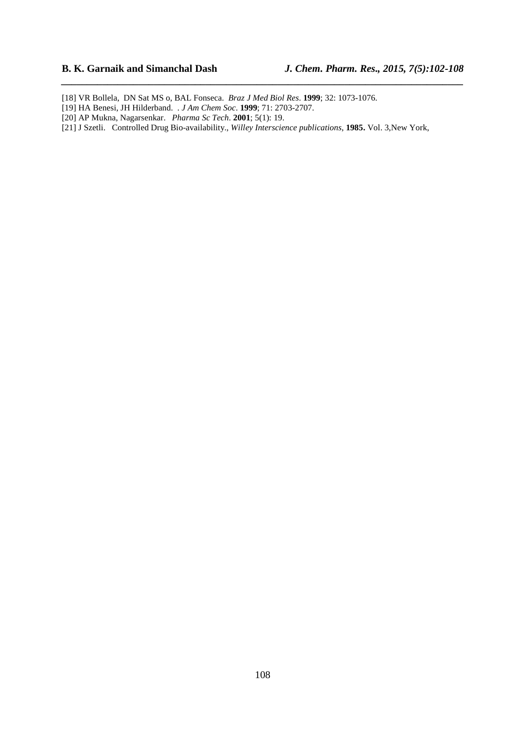[18] VR Bollela, DN Sat MS o, BAL Fonseca. *Braz J Med Biol Res*. **1999**; 32: 1073-1076.

[19] HA Benesi, JH Hilderband. . *J Am Chem Soc*. **1999**; 71: 2703-2707.

[20] AP Mukna, Nagarsenkar. *Pharma Sc Tech*. **2001**; 5(1): 19.

[21] J Szetli. Controlled Drug Bio-availability., *Willey Interscience publications*, **1985.** Vol. 3,New York,